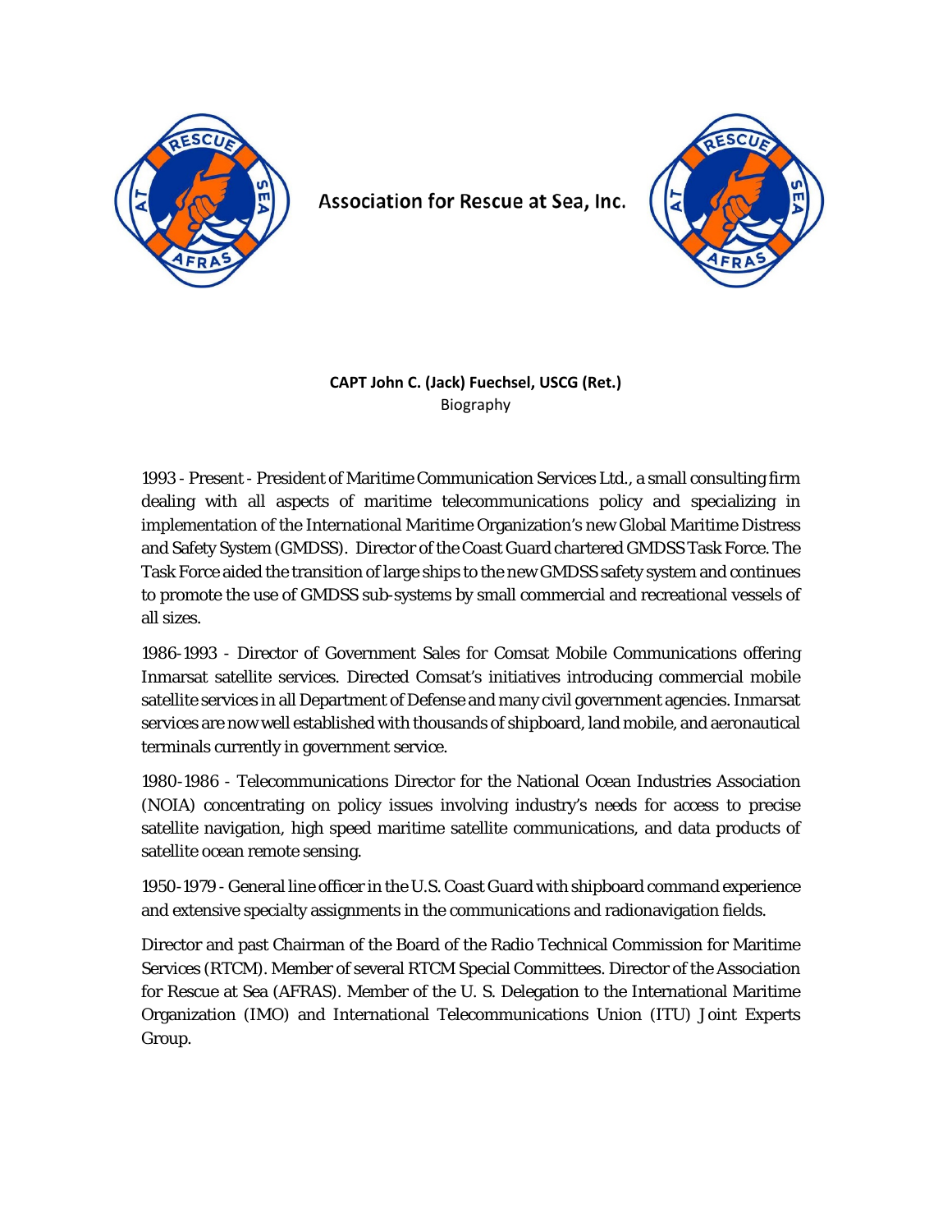# Association for Rescue at Sea, Inc.

**CAPT John C. (Jack) Fuechsel, USCG (Ret.)**
Biography

1993 - Present - President of Maritime Communication Services Ltd., a small consulting firm dealing with all aspects of maritime telecommunications policy and specializing in implementation of the International Maritime Organization's new Global Maritime Distress and Safety System (GMDSS). Director of the Coast Guard chartered GMDSS Task Force. The Task Force aided the transition of large ships to the new GMDSS safety system and continues to promote the use of GMDSS sub-systems by small commercial and recreational vessels of all sizes.

1986-1993 - Director of Government Sales for Comsat Mobile Communications offering Inmarsat satellite services. Directed Comsat's initiatives introducing commercial mobile satellite services in all Department of Defense and many civil government agencies. Inmarsat services are now well established with thousands of shipboard, land mobile, and aeronautical terminals currently in government service.

1980-1986 - Telecommunications Director for the National Ocean Industries Association (NOIA) concentrating on policy issues involving industry's needs for access to precise satellite navigation, high speed maritime satellite communications, and data products of satellite ocean remote sensing.

1950-1979 - General line officer in the U.S. Coast Guard with shipboard command experience and extensive specialty assignments in the communications and radionavigation fields.

Director and past Chairman of the Board of the Radio Technical Commission for Maritime Services (RTCM). Member of several RTCM Special Committees. Director of the Association for Rescue at Sea (AFRAS). Member of the U. S. Delegation to the International Maritime Organization (IMO) and International Telecommunications Union (ITU) Joint Experts Group.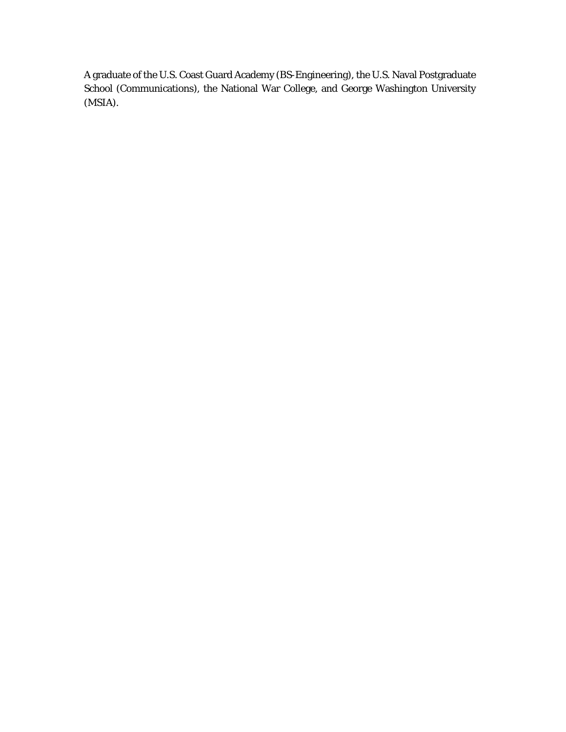A graduate of the U.S. Coast Guard Academy (BS-Engineering), the U.S. Naval Postgraduate School (Communications), the National War College, and George Washington University (MSIA).